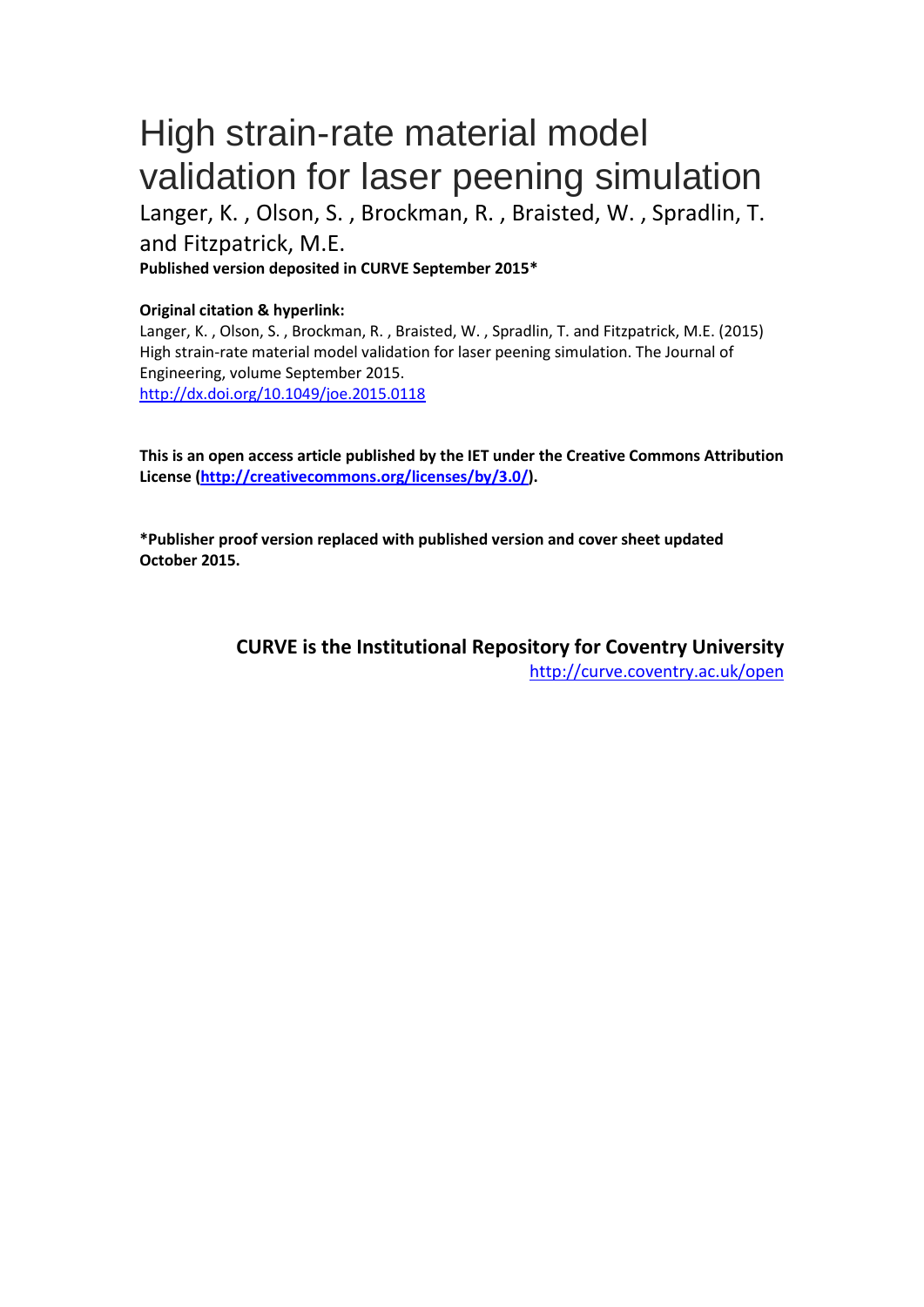# High strain-rate material model validation for laser peening simulation

Langer, K. , Olson, S. , Brockman, R. , Braisted, W. , Spradlin, T. and Fitzpatrick, M.E.

**Published version deposited in CURVE September 2015***

**Original citation & hyperlink:**

Langer, K. , Olson, S. , Brockman, R. , Braisted, W. , Spradlin, T. and Fitzpatrick, M.E. (2015) High strain-rate material model validation for laser peening simulation. The Journal of Engineering, volume September 2015.

http://dx.doi.org/10.1049/joe.2015.0118

**This is an open access article published by the IET under the Creative Commons Attribution License (http://creativecommons.org/licenses/by/3.0/).**

***Publisher proof version replaced with published version and cover sheet updated October 2015.**

**CURVE is the Institutional Repository for Coventry University**

http://curve.coventry.ac.uk/open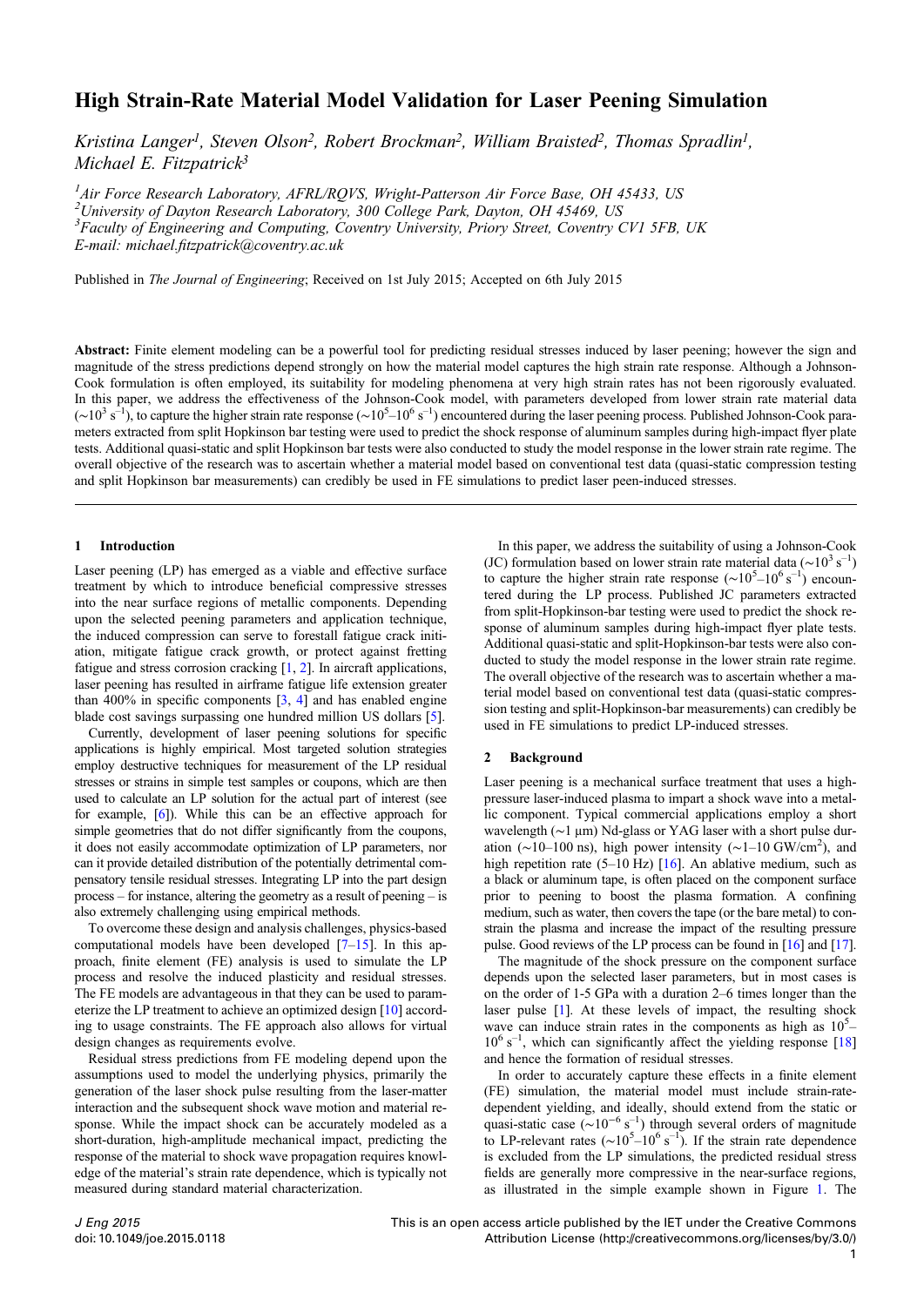# High Strain-Rate Material Model Validation for Laser Peening Simulation

*Kristina Langer[1], Steven Olson[2], Robert Brockman[2], William Braisted[2], Thomas Spradlin[1], Michael E. Fitzpatrick[3]*

[1]Air Force Research Laboratory, AFRL/RQVS, Wright-Patterson Air Force Base, OH 45433, US
[2]University of Dayton Research Laboratory, 300 College Park, Dayton, OH 45469, US
[3]Faculty of Engineering and Computing, Coventry University, Priory Street, Coventry CV1 5FB, UK
E-mail: michael.fitzpatrick@coventry.ac.uk

Published in *The Journal of Engineering*; Received on 1st July 2015; Accepted on 6th July 2015

**Abstract:** Finite element modeling can be a powerful tool for predicting residual stresses induced by laser peening; however the sign and magnitude of the stress predictions depend strongly on how the material model captures the high strain rate response. Although a Johnson-Cook formulation is often employed, its suitability for modeling phenomena at very high strain rates has not been rigorously evaluated. In this paper, we address the effectiveness of the Johnson-Cook model, with parameters developed from lower strain rate material data ($\sim10^3\ s^{-1}$), to capture the higher strain rate response ($\sim10^5$–$10^6\ s^{-1}$) encountered during the laser peening process. Published Johnson-Cook parameters extracted from split Hopkinson bar testing were used to predict the shock response of aluminum samples during high-impact flyer plate tests. Additional quasi-static and split Hopkinson bar tests were also conducted to study the model response in the lower strain rate regime. The overall objective of the research was to ascertain whether a material model based on conventional test data (quasi-static compression testing and split Hopkinson bar measurements) can credibly be used in FE simulations to predict laser peen-induced stresses.

## 1 Introduction

Laser peening (LP) has emerged as a viable and effective surface treatment by which to introduce beneficial compressive stresses into the near surface regions of metallic components. Depending upon the selected peening parameters and application technique, the induced compression can serve to forestall fatigue crack initiation, mitigate fatigue crack growth, or protect against fretting fatigue and stress corrosion cracking [1, 2]. In aircraft applications, laser peening has resulted in airframe fatigue life extension greater than 400% in specific components [3, 4] and has enabled engine blade cost savings surpassing one hundred million US dollars [5].

Currently, development of laser peening solutions for specific applications is highly empirical. Most targeted solution strategies employ destructive techniques for measurement of the LP residual stresses or strains in simple test samples or coupons, which are then used to calculate an LP solution for the actual part of interest (see for example, [6]). While this can be an effective approach for simple geometries that do not differ significantly from the coupons, it does not easily accommodate optimization of LP parameters, nor can it provide detailed distribution of the potentially detrimental compensatory tensile residual stresses. Integrating LP into the part design process – for instance, altering the geometry as a result of peening – is also extremely challenging using empirical methods.

To overcome these design and analysis challenges, physics-based computational models have been developed [7–15]. In this approach, finite element (FE) analysis is used to simulate the LP process and resolve the induced plasticity and residual stresses. The FE models are advantageous in that they can be used to parameterize the LP treatment to achieve an optimized design [10] according to usage constraints. The FE approach also allows for virtual design changes as requirements evolve.

Residual stress predictions from FE modeling depend upon the assumptions used to model the underlying physics, primarily the generation of the laser shock pulse resulting from the laser-matter interaction and the subsequent shock wave motion and material response. While the impact shock can be accurately modeled as a short-duration, high-amplitude mechanical impact, predicting the response of the material to shock wave propagation requires knowledge of the material's strain rate dependence, which is typically not measured during standard material characterization.

In this paper, we address the suitability of using a Johnson-Cook (JC) formulation based on lower strain rate material data ($\sim10^3\ s^{-1}$) to capture the higher strain rate response ($\sim10^5$–$10^6\ s^{-1}$) encountered during the LP process. Published JC parameters extracted from split-Hopkinson-bar testing were used to predict the shock response of aluminum samples during high-impact flyer plate tests. Additional quasi-static and split-Hopkinson-bar tests were also conducted to study the model response in the lower strain rate regime. The overall objective of the research was to ascertain whether a material model based on conventional test data (quasi-static compression testing and split-Hopkinson-bar measurements) can credibly be used in FE simulations to predict LP-induced stresses.

## 2 Background

Laser peening is a mechanical surface treatment that uses a high-pressure laser-induced plasma to impart a shock wave into a metallic component. Typical commercial applications employ a short wavelength (~1 μm) Nd-glass or YAG laser with a short pulse duration (~10–100 ns), high power intensity (~1–10 GW/cm²), and high repetition rate (5–10 Hz) [16]. An ablative medium, such as a black or aluminum tape, is often placed on the component surface prior to peening to boost the plasma formation. A confining medium, such as water, then covers the tape (or the bare metal) to constrain the plasma and increase the impact of the resulting pressure pulse. Good reviews of the LP process can be found in [16] and [17].

The magnitude of the shock pressure on the component surface depends upon the selected laser parameters, but in most cases is on the order of 1-5 GPa with a duration 2–6 times longer than the laser pulse [1]. At these levels of impact, the resulting shock wave can induce strain rates in the components as high as $10^5$–$10^6\ s^{-1}$, which can significantly affect the yielding response [18] and hence the formation of residual stresses.

In order to accurately capture these effects in a finite element (FE) simulation, the material model must include strain-rate-dependent yielding, and ideally, should extend from the static or quasi-static case ($\sim10^{-6}\ s^{-1}$) through several orders of magnitude to LP-relevant rates ($\sim10^5$–$10^6\ s^{-1}$). If the strain rate dependence is excluded from the LP simulations, the predicted residual stress fields are generally more compressive in the near-surface regions, as illustrated in the simple example shown in Figure 1. The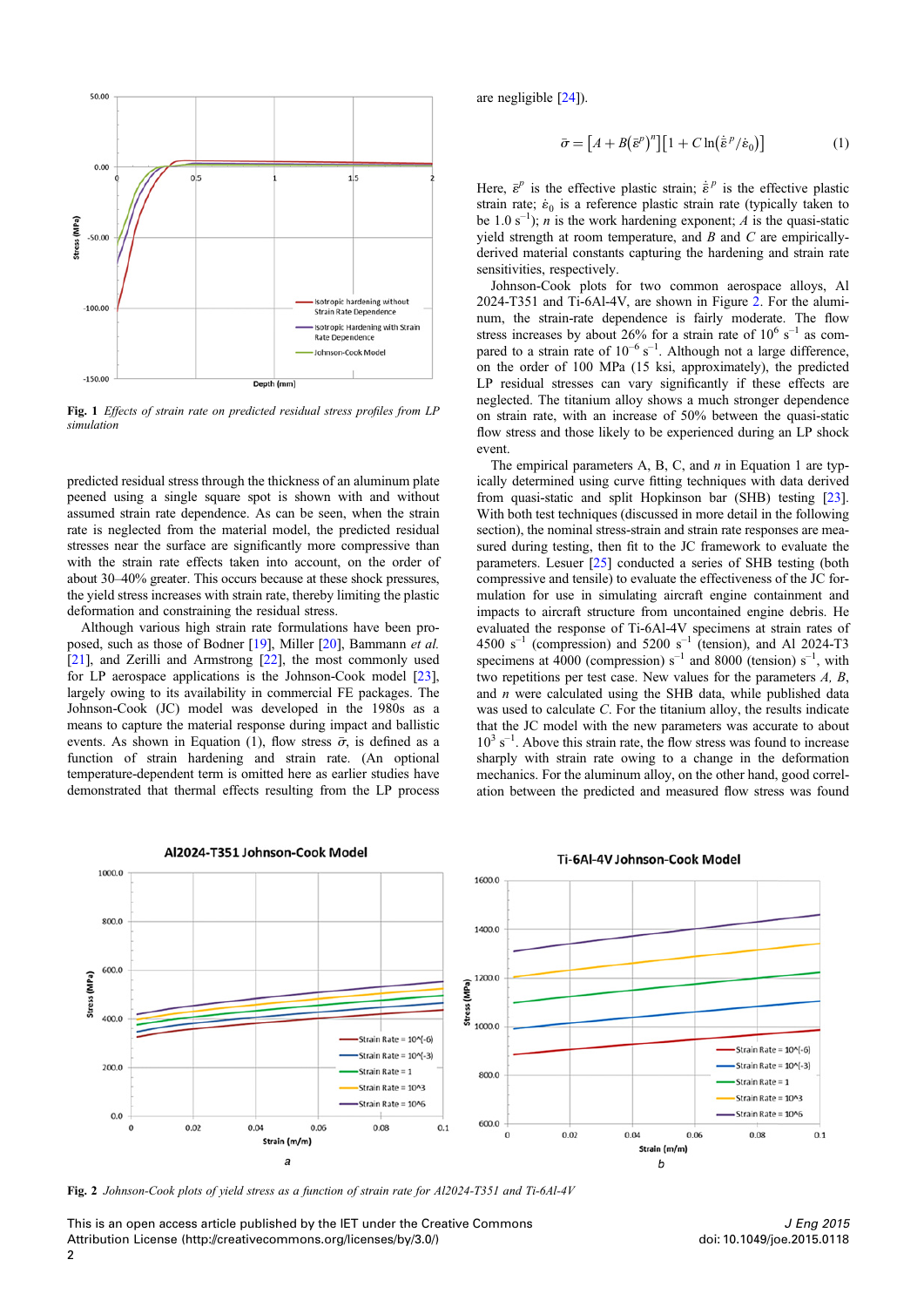Fig. 1 *Effects of strain rate on predicted residual stress profiles from LP simulation*

predicted residual stress through the thickness of an aluminum plate peened using a single square spot is shown with and without assumed strain rate dependence. As can be seen, when the strain rate is neglected from the material model, the predicted residual stresses near the surface are significantly more compressive than with the strain rate effects taken into account, on the order of about 30–40% greater. This occurs because at these shock pressures, the yield stress increases with strain rate, thereby limiting the plastic deformation and constraining the residual stress.

Although various high strain rate formulations have been proposed, such as those of Bodner [19], Miller [20], Bammann *et al.* [21], and Zerilli and Armstrong [22], the most commonly used for LP aerospace applications is the Johnson-Cook model [23], largely owing to its availability in commercial FE packages. The Johnson-Cook (JC) model was developed in the 1980s as a means to capture the material response during impact and ballistic events. As shown in Equation (1), flow stress $\bar{\sigma}$, is defined as a function of strain hardening and strain rate. (An optional temperature-dependent term is omitted here as earlier studies have demonstrated that thermal effects resulting from the LP process are negligible [24]).

$$\bar{\sigma} = \left[A + B\left(\bar{\varepsilon}^{p}\right)^{n}\right]\left[1 + C\ln\left(\dot{\bar{\varepsilon}}^{p}/\dot{\varepsilon}_{0}\right)\right] \tag{1}$$

Here, $\bar{\varepsilon}^{p}$ is the effective plastic strain; $\dot{\bar{\varepsilon}}^{p}$ is the effective plastic strain rate; $\dot{\varepsilon}_{0}$ is a reference plastic strain rate (typically taken to be 1.0 $s^{-1}$); $n$ is the work hardening exponent; $A$ is the quasi-static yield strength at room temperature, and $B$ and $C$ are empirically-derived material constants capturing the hardening and strain rate sensitivities, respectively.

Johnson-Cook plots for two common aerospace alloys, Al 2024-T351 and Ti-6Al-4V, are shown in Figure 2. For the aluminum, the strain-rate dependence is fairly moderate. The flow stress increases by about 26% for a strain rate of $10^{6}$ $s^{-1}$ as compared to a strain rate of $10^{-6}$ $s^{-1}$. Although not a large difference, on the order of 100 MPa (15 ksi, approximately), the predicted LP residual stresses can vary significantly if these effects are neglected. The titanium alloy shows a much stronger dependence on strain rate, with an increase of 50% between the quasi-static flow stress and those likely to be experienced during an LP shock event.

The empirical parameters A, B, C, and $n$ in Equation 1 are typically determined using curve fitting techniques with data derived from quasi-static and split Hopkinson bar (SHB) testing [23]. With both test techniques (discussed in more detail in the following section), the nominal stress-strain and strain rate responses are measured during testing, then fit to the JC framework to evaluate the parameters. Lesuer [25] conducted a series of SHB testing (both compressive and tensile) to evaluate the effectiveness of the JC formulation for use in simulating aircraft engine containment and impacts to aircraft structure from uncontained engine debris. He evaluated the response of Ti-6Al-4V specimens at strain rates of 4500 $s^{-1}$ (compression) and 5200 $s^{-1}$ (tension), and Al 2024-T3 specimens at 4000 (compression) $s^{-1}$ and 8000 (tension) $s^{-1}$, with two repetitions per test case. New values for the parameters *A, B*, and *n* were calculated using the SHB data, while published data was used to calculate *C*. For the titanium alloy, the results indicate that the JC model with the new parameters was accurate to about $10^{3}$ $s^{-1}$. Above this strain rate, the flow stress was found to increase sharply with strain rate owing to a change in the deformation mechanics. For the aluminum alloy, on the other hand, good correlation between the predicted and measured flow stress was found

Fig. 2 *Johnson-Cook plots of yield stress as a function of strain rate for Al2024-T351 and Ti-6Al-4V*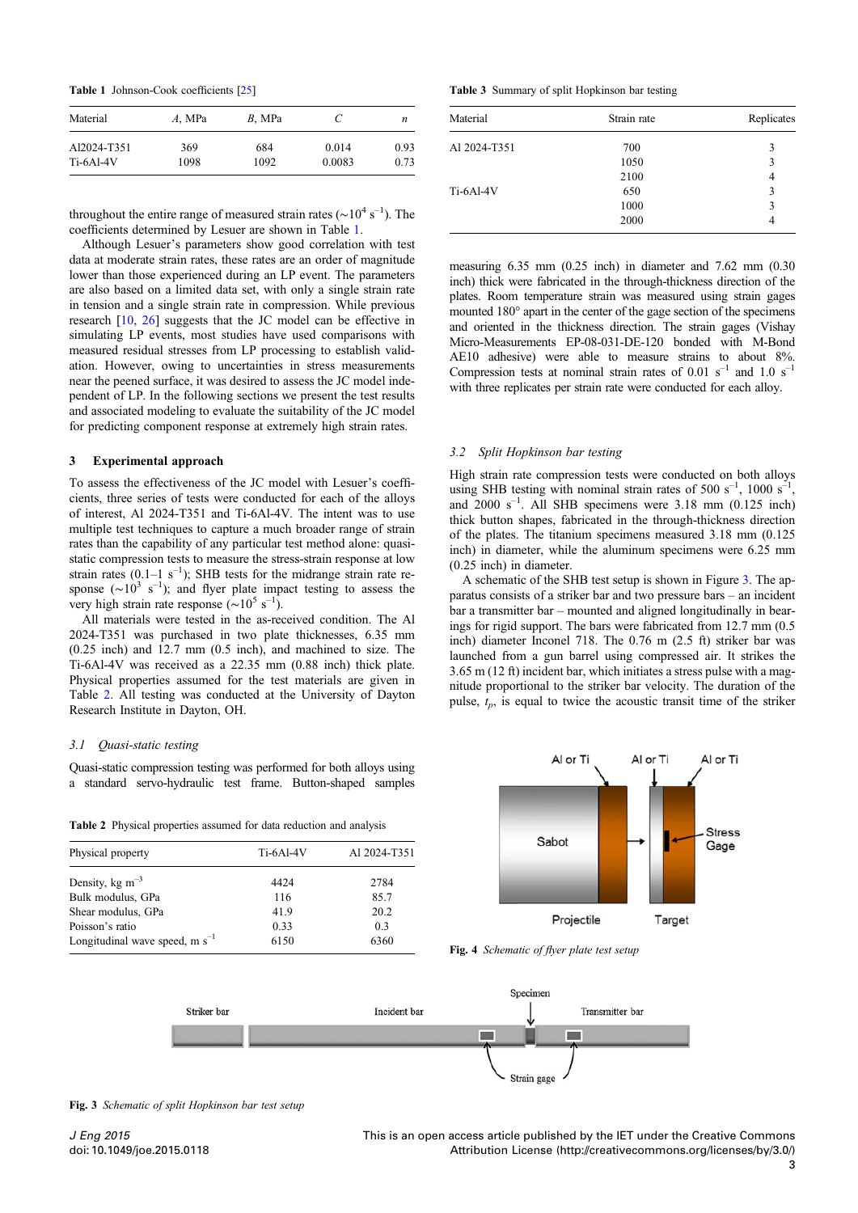Table 1 Johnson-Cook coefficients [25]

| Material | A, MPa | B, MPa | C | n |
|---|---|---|---|---|
| Al2024-T351 | 369 | 684 | 0.014 | 0.93 |
| Ti-6Al-4V | 1098 | 1092 | 0.0083 | 0.73 |

throughout the entire range of measured strain rates ($\sim 10^4$ s$^{-1}$). The coefficients determined by Lesuer are shown in Table 1.

Although Lesuer's parameters show good correlation with test data at moderate strain rates, these rates are an order of magnitude lower than those experienced during an LP event. The parameters are also based on a limited data set, with only a single strain rate in tension and a single strain rate in compression. While previous research [10, 26] suggests that the JC model can be effective in simulating LP events, most studies have used comparisons with measured residual stresses from LP processing to establish validation. However, owing to uncertainties in stress measurements near the peened surface, it was desired to assess the JC model independent of LP. In the following sections we present the test results and associated modeling to evaluate the suitability of the JC model for predicting component response at extremely high strain rates.

## 3 Experimental approach

To assess the effectiveness of the JC model with Lesuer's coefficients, three series of tests were conducted for each of the alloys of interest, Al 2024-T351 and Ti-6Al-4V. The intent was to use multiple test techniques to capture a much broader range of strain rates than the capability of any particular test method alone: quasi-static compression tests to measure the stress-strain response at low strain rates (0.1–1 s$^{-1}$); SHB tests for the midrange strain rate response ($\sim 10^3$ s$^{-1}$); and flyer plate impact testing to assess the very high strain rate response ($\sim 10^5$ s$^{-1}$).

All materials were tested in the as-received condition. The Al 2024-T351 was purchased in two plate thicknesses, 6.35 mm (0.25 inch) and 12.7 mm (0.5 inch), and machined to size. The Ti-6Al-4V was received as a 22.35 mm (0.88 inch) thick plate. Physical properties assumed for the test materials are given in Table 2. All testing was conducted at the University of Dayton Research Institute in Dayton, OH.

### *3.1 Quasi-static testing*

Quasi-static compression testing was performed for both alloys using a standard servo-hydraulic test frame. Button-shaped samples measuring 6.35 mm (0.25 inch) in diameter and 7.62 mm (0.30 inch) thick were fabricated in the through-thickness direction of the plates. Room temperature strain was measured using strain gages mounted 180° apart in the center of the gage section of the specimens and oriented in the thickness direction. The strain gages (Vishay Micro-Measurements EP-08-031-DE-120 bonded with M-Bond AE10 adhesive) were able to measure strains to about 8%. Compression tests at nominal strain rates of 0.01 s$^{-1}$ and 1.0 s$^{-1}$ with three replicates per strain rate were conducted for each alloy.

Table 2 Physical properties assumed for data reduction and analysis

| Physical property | Ti-6Al-4V | Al 2024-T351 |
|---|---|---|
| Density, kg m$^{-3}$ | 4424 | 2784 |
| Bulk modulus, GPa | 116 | 85.7 |
| Shear modulus, GPa | 41.9 | 20.2 |
| Poisson's ratio | 0.33 | 0.3 |
| Longitudinal wave speed, m s$^{-1}$ | 6150 | 6360 |

Table 3 Summary of split Hopkinson bar testing

| Material | Strain rate | Replicates |
|---|---|---|
| Al 2024-T351 | 700 | 3 |
| | 1050 | 3 |
| | 2100 | 4 |
| Ti-6Al-4V | 650 | 3 |
| | 1000 | 3 |
| | 2000 | 4 |

### *3.2 Split Hopkinson bar testing*

High strain rate compression tests were conducted on both alloys using SHB testing with nominal strain rates of 500 s$^{-1}$, 1000 s$^{-1}$, and 2000 s$^{-1}$. All SHB specimens were 3.18 mm (0.125 inch) thick button shapes, fabricated in the through-thickness direction of the plates. The titanium specimens measured 3.18 mm (0.125 inch) in diameter, while the aluminum specimens were 6.25 mm (0.25 inch) in diameter.

A schematic of the SHB test setup is shown in Figure 3. The apparatus consists of a striker bar and two pressure bars – an incident bar and a transmitter bar – mounted and aligned longitudinally in bearings for rigid support. The bars were fabricated from 12.7 mm (0.5 inch) diameter Inconel 718. The 0.76 m (2.5 ft) striker bar was launched from a gun barrel using compressed air. It strikes the 3.65 m (12 ft) incident bar, which initiates a stress pulse with a magnitude proportional to the striker bar velocity. The duration of the pulse, $t_p$, is equal to twice the acoustic transit time of the striker

Fig. 4 *Schematic of flyer plate test setup*

Fig. 3 *Schematic of split Hopkinson bar test setup*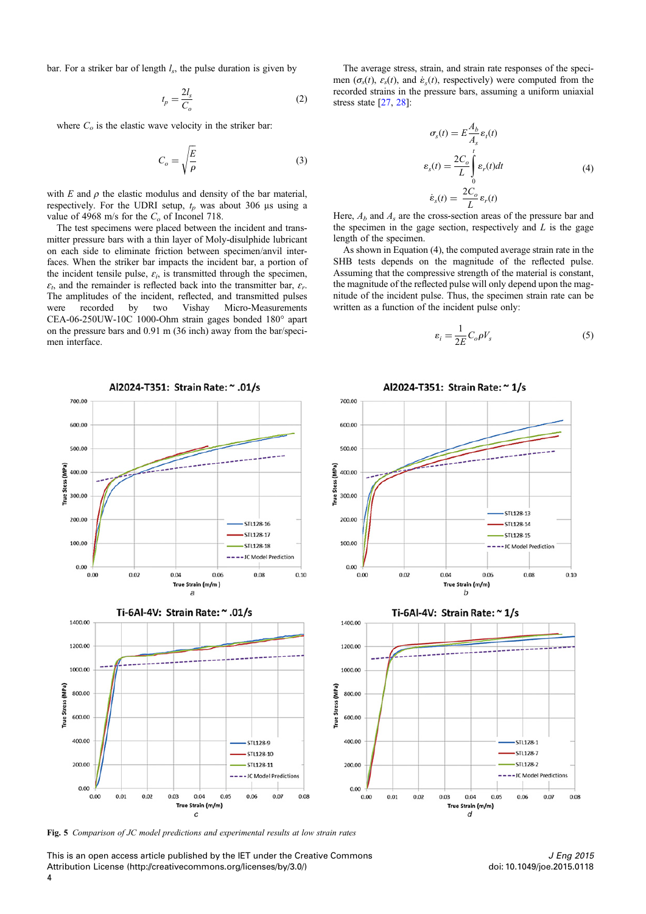bar. For a striker bar of length $l_s$, the pulse duration is given by

$$t_p = \frac{2l_s}{C_o} \tag{2}$$

where $C_o$ is the elastic wave velocity in the striker bar:

$$C_o = \sqrt{\frac{E}{\rho}} \tag{3}$$

with $E$ and $\rho$ the elastic modulus and density of the bar material, respectively. For the UDRI setup, $t_p$ was about 306 μs using a value of 4968 m/s for the $C_o$ of Inconel 718.

The test specimens were placed between the incident and transmitter pressure bars with a thin layer of Moly-disulphide lubricant on each side to eliminate friction between specimen/anvil interfaces. When the striker bar impacts the incident bar, a portion of the incident tensile pulse, $\varepsilon_i$, is transmitted through the specimen, $\varepsilon_t$, and the remainder is reflected back into the transmitter bar, $\varepsilon_r$. The amplitudes of the incident, reflected, and transmitted pulses were recorded by two Vishay Micro-Measurements CEA-06-250UW-10C 1000-Ohm strain gages bonded 180° apart on the pressure bars and 0.91 m (36 inch) away from the bar/specimen interface.

The average stress, strain, and strain rate responses of the specimen ($\sigma_s(t)$, $\varepsilon_s(t)$, and $\dot{\varepsilon}_s(t)$, respectively) were computed from the recorded strains in the pressure bars, assuming a uniform uniaxial stress state [27, 28]:

$$\begin{aligned}
\sigma_s(t) &= E\frac{A_b}{A_s}\varepsilon_t(t) \\
\varepsilon_s(t) &= \frac{2C_o}{L}\int_0^t \varepsilon_r(t)dt \\
\dot{\varepsilon}_s(t) &= \frac{2C_o}{L}\varepsilon_r(t)
\end{aligned} \tag{4}$$

Here, $A_b$ and $A_s$ are the cross-section areas of the pressure bar and the specimen in the gage section, respectively and $L$ is the gage length of the specimen.

As shown in Equation (4), the computed average strain rate in the SHB tests depends on the magnitude of the reflected pulse. Assuming that the compressive strength of the material is constant, the magnitude of the reflected pulse will only depend upon the magnitude of the incident pulse. Thus, the specimen strain rate can be written as a function of the incident pulse only:

$$\varepsilon_i = \frac{1}{2E}C_o\rho V_s \tag{5}$$

**Fig. 5** *Comparison of JC model predictions and experimental results at low strain rates*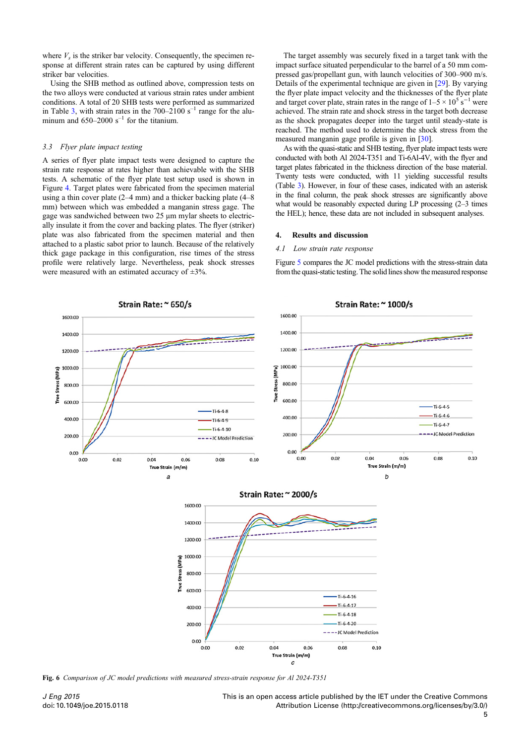where $V_s$ is the striker bar velocity. Consequently, the specimen response at different strain rates can be captured by using different striker bar velocities.

Using the SHB method as outlined above, compression tests on the two alloys were conducted at various strain rates under ambient conditions. A total of 20 SHB tests were performed as summarized in Table 3, with strain rates in the 700–2100 $s^{-1}$ range for the aluminum and 650–2000 $s^{-1}$ for the titanium.

### 3.3 Flyer plate impact testing

A series of flyer plate impact tests were designed to capture the strain rate response at rates higher than achievable with the SHB tests. A schematic of the flyer plate test setup used is shown in Figure 4. Target plates were fabricated from the specimen material using a thin cover plate (2–4 mm) and a thicker backing plate (4–8 mm) between which was embedded a manganin stress gage. The gage was sandwiched between two 25 µm mylar sheets to electrically insulate it from the cover and backing plates. The flyer (striker) plate was also fabricated from the specimen material and then attached to a plastic sabot prior to launch. Because of the relatively thick gage package in this configuration, rise times of the stress profile were relatively large. Nevertheless, peak shock stresses were measured with an estimated accuracy of ±3%.

The target assembly was securely fixed in a target tank with the impact surface situated perpendicular to the barrel of a 50 mm compressed gas/propellant gun, with launch velocities of 300–900 m/s. Details of the experimental technique are given in [29]. By varying the flyer plate impact velocity and the thicknesses of the flyer plate and target cover plate, strain rates in the range of $1–5 \times 10^5$ $s^{-1}$ were achieved. The strain rate and shock stress in the target both decrease as the shock propagates deeper into the target until steady-state is reached. The method used to determine the shock stress from the measured manganin gage profile is given in [30].

As with the quasi-static and SHB testing, flyer plate impact tests were conducted with both Al 2024-T351 and Ti-6Al-4V, with the flyer and target plates fabricated in the thickness direction of the base material. Twenty tests were conducted, with 11 yielding successful results (Table 3). However, in four of these cases, indicated with an asterisk in the final column, the peak shock stresses are significantly above what would be reasonably expected during LP processing (2–3 times the HEL); hence, these data are not included in subsequent analyses.

## 4. Results and discussion

### 4.1 Low strain rate response

Figure 5 compares the JC model predictions with the stress-strain data from the quasi-static testing. The solid lines show the measured response

**Fig. 6** *Comparison of JC model predictions with measured stress-strain response for Al 2024-T351*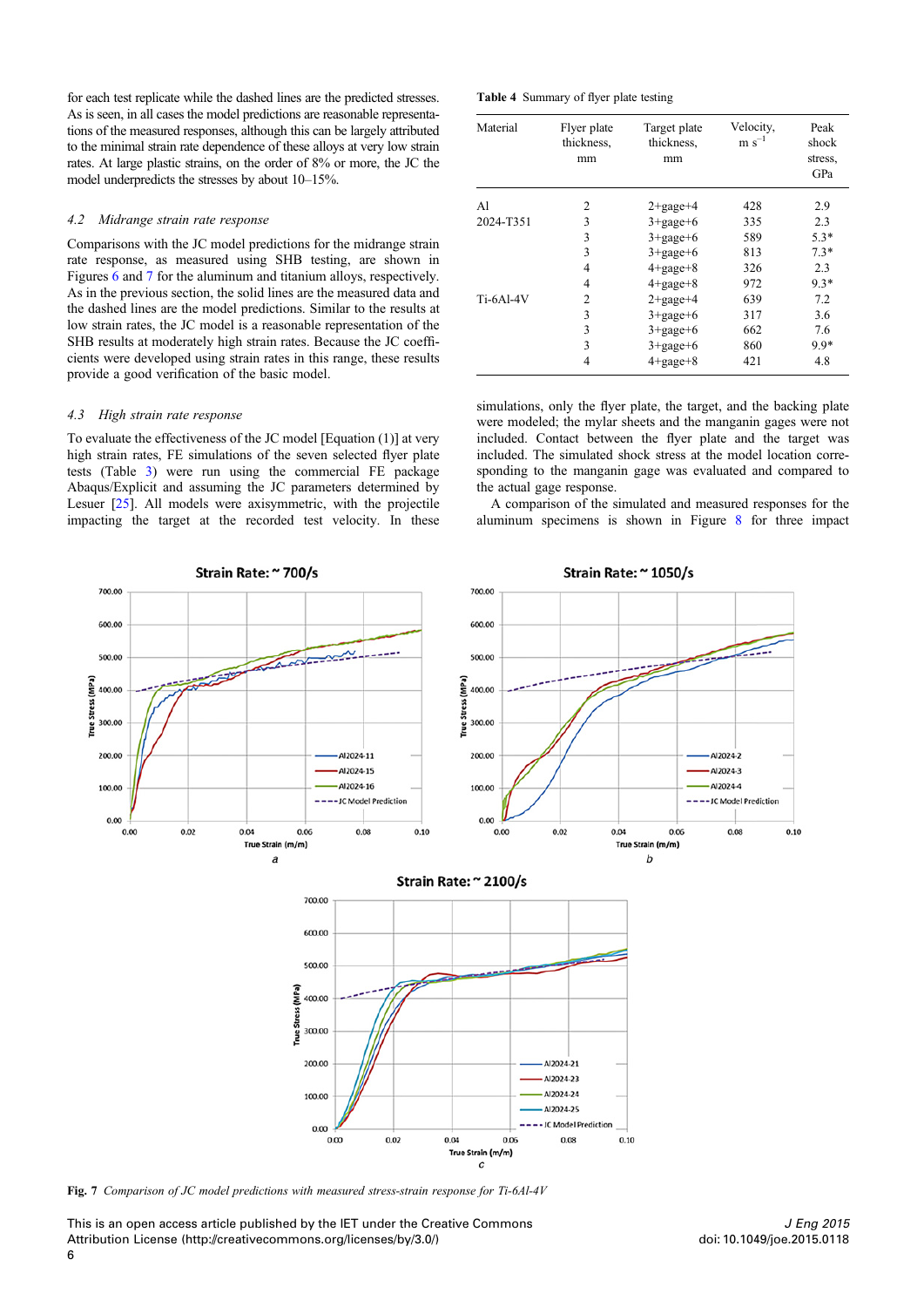for each test replicate while the dashed lines are the predicted stresses. As is seen, in all cases the model predictions are reasonable representations of the measured responses, although this can be largely attributed to the minimal strain rate dependence of these alloys at very low strain rates. At large plastic strains, on the order of 8% or more, the JC the model underpredicts the stresses by about 10–15%.

### 4.2 Midrange strain rate response

Comparisons with the JC model predictions for the midrange strain rate response, as measured using SHB testing, are shown in Figures 6 and 7 for the aluminum and titanium alloys, respectively. As in the previous section, the solid lines are the measured data and the dashed lines are the model predictions. Similar to the results at low strain rates, the JC model is a reasonable representation of the SHB results at moderately high strain rates. Because the JC coefficients were developed using strain rates in this range, these results provide a good verification of the basic model.

### 4.3 High strain rate response

To evaluate the effectiveness of the JC model [Equation (1)] at very high strain rates, FE simulations of the seven selected flyer plate tests (Table 3) were run using the commercial FE package Abaqus/Explicit and assuming the JC parameters determined by Lesuer [25]. All models were axisymmetric, with the projectile impacting the target at the recorded test velocity. In these simulations, only the flyer plate, the target, and the backing plate were modeled; the mylar sheets and the manganin gages were not included. Contact between the flyer plate and the target was included. The simulated shock stress at the model location corresponding to the manganin gage was evaluated and compared to the actual gage response.

A comparison of the simulated and measured responses for the aluminum specimens is shown in Figure 8 for three impact

**Table 4** Summary of flyer plate testing

| Material | Flyer plate thickness, mm | Target plate thickness, mm | Velocity, m $s^{-1}$ | Peak shock stress, GPa |
|---|---|---|---|---|
| Al 2024-T351 | 2 | 2+gage+4 | 428 | 2.9 |
| | 3 | 3+gage+6 | 335 | 2.3 |
| | 3 | 3+gage+6 | 589 | 5.3* |
| | 3 | 3+gage+6 | 813 | 7.3* |
| | 4 | 4+gage+8 | 326 | 2.3 |
| | 4 | 4+gage+8 | 972 | 9.3* |
| Ti-6Al-4V | 2 | 2+gage+4 | 639 | 7.2 |
| | 3 | 3+gage+6 | 317 | 3.6 |
| | 3 | 3+gage+6 | 662 | 7.6 |
| | 3 | 3+gage+6 | 860 | 9.9* |
| | 4 | 4+gage+8 | 421 | 4.8 |

**Fig. 7** *Comparison of JC model predictions with measured stress-strain response for Ti-6Al-4V*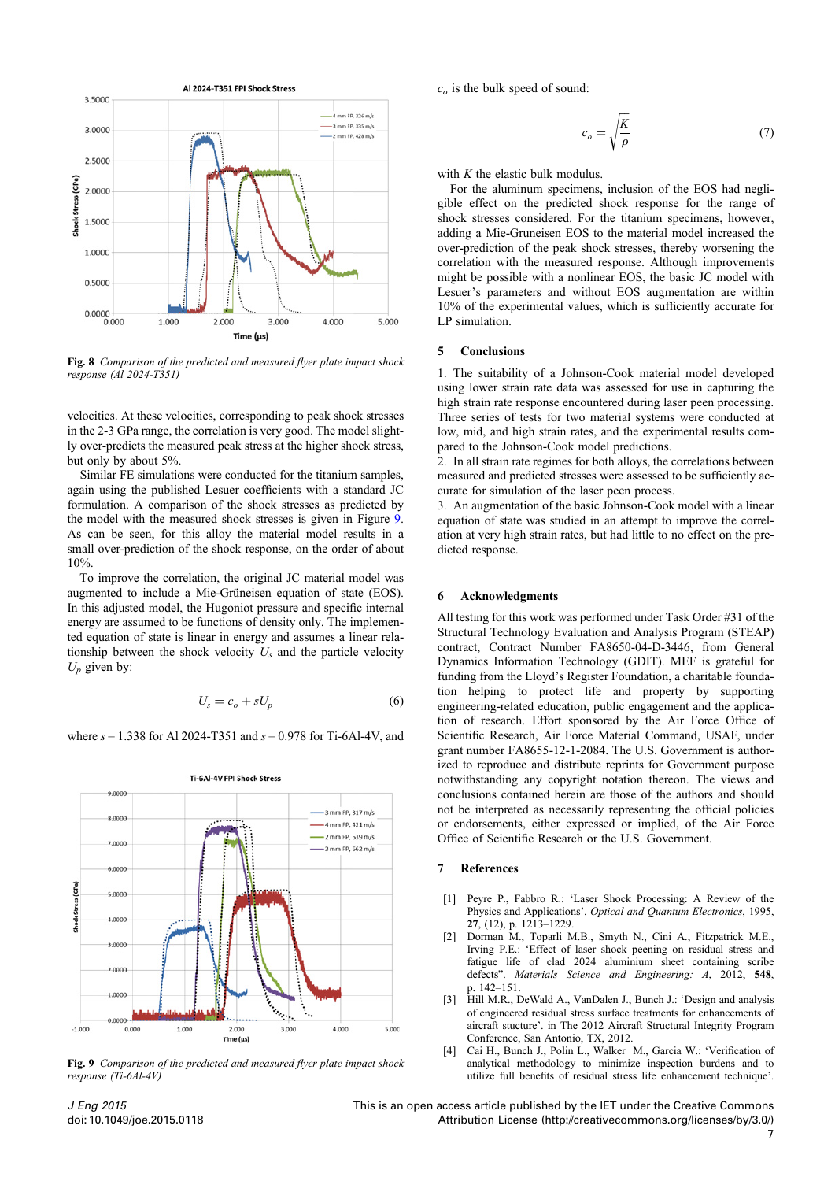Fig. 8 *Comparison of the predicted and measured flyer plate impact shock response (Al 2024-T351)*

velocities. At these velocities, corresponding to peak shock stresses in the 2-3 GPa range, the correlation is very good. The model slightly over-predicts the measured peak stress at the higher shock stress, but only by about 5%.

Similar FE simulations were conducted for the titanium samples, again using the published Lesuer coefficients with a standard JC formulation. A comparison of the shock stresses as predicted by the model with the measured shock stresses is given in Figure 9. As can be seen, for this alloy the model results in a small over-prediction of the shock response, on the order of about 10%.

To improve the correlation, the original JC material model was augmented to include a Mie-Grüneisen equation of state (EOS). In this adjusted model, the Hugoniot pressure and specific internal energy are assumed to be functions of density only. The implemented equation of state is linear in energy and assumes a linear relationship between the shock velocity $U_s$ and the particle velocity $U_p$ given by:

$$U_s = c_o + sU_p \tag{6}$$

where $s = 1.338$ for Al 2024-T351 and $s = 0.978$ for Ti-6Al-4V, and

Fig. 9 *Comparison of the predicted and measured flyer plate impact shock response (Ti-6Al-4V)*

$c_o$ is the bulk speed of sound:

$$c_o = \sqrt{\frac{K}{\rho}} \tag{7}$$

with $K$ the elastic bulk modulus.

For the aluminum specimens, inclusion of the EOS had negligible effect on the predicted shock response for the range of shock stresses considered. For the titanium specimens, however, adding a Mie-Gruneisen EOS to the material model increased the over-prediction of the peak shock stresses, thereby worsening the correlation with the measured response. Although improvements might be possible with a nonlinear EOS, the basic JC model with Lesuer's parameters and without EOS augmentation are within 10% of the experimental values, which is sufficiently accurate for LP simulation.

## 5 Conclusions

1. The suitability of a Johnson-Cook material model developed using lower strain rate data was assessed for use in capturing the high strain rate response encountered during laser peen processing. Three series of tests for two material systems were conducted at low, mid, and high strain rates, and the experimental results compared to the Johnson-Cook model predictions.
2. In all strain rate regimes for both alloys, the correlations between measured and predicted stresses were assessed to be sufficiently accurate for simulation of the laser peen process.
3. An augmentation of the basic Johnson-Cook model with a linear equation of state was studied in an attempt to improve the correlation at very high strain rates, but had little to no effect on the predicted response.

## 6 Acknowledgments

All testing for this work was performed under Task Order #31 of the Structural Technology Evaluation and Analysis Program (STEAP) contract, Contract Number FA8650-04-D-3446, from General Dynamics Information Technology (GDIT). MEF is grateful for funding from the Lloyd's Register Foundation, a charitable foundation helping to protect life and property by supporting engineering-related education, public engagement and the application of research. Effort sponsored by the Air Force Office of Scientific Research, Air Force Material Command, USAF, under grant number FA8655-12-1-2084. The U.S. Government is authorized to reproduce and distribute reprints for Government purpose notwithstanding any copyright notation thereon. The views and conclusions contained herein are those of the authors and should not be interpreted as necessarily representing the official policies or endorsements, either expressed or implied, of the Air Force Office of Scientific Research or the U.S. Government.

## 7 References

[1] Peyre P., Fabbro R.: 'Laser Shock Processing: A Review of the Physics and Applications'. *Optical and Quantum Electronics*, 1995, **27**, (12), p. 1213–1229.

[2] Dorman M., Toparli M.B., Smyth N., Cini A., Fitzpatrick M.E., Irving P.E.: 'Effect of laser shock peening on residual stress and fatigue life of clad 2024 aluminium sheet containing scribe defects". *Materials Science and Engineering: A*, 2012, **548**, p. 142–151.

[3] Hill M.R., DeWald A., VanDalen J., Bunch J.: 'Design and analysis of engineered residual stress surface treatments for enhancements of aircraft stucture'. in The 2012 Aircraft Structural Integrity Program Conference, San Antonio, TX, 2012.

[4] Cai H., Bunch J., Polin L., Walker M., Garcia W.: 'Verification of analytical methodology to minimize inspection burdens and to utilize full benefits of residual stress life enhancement technique'.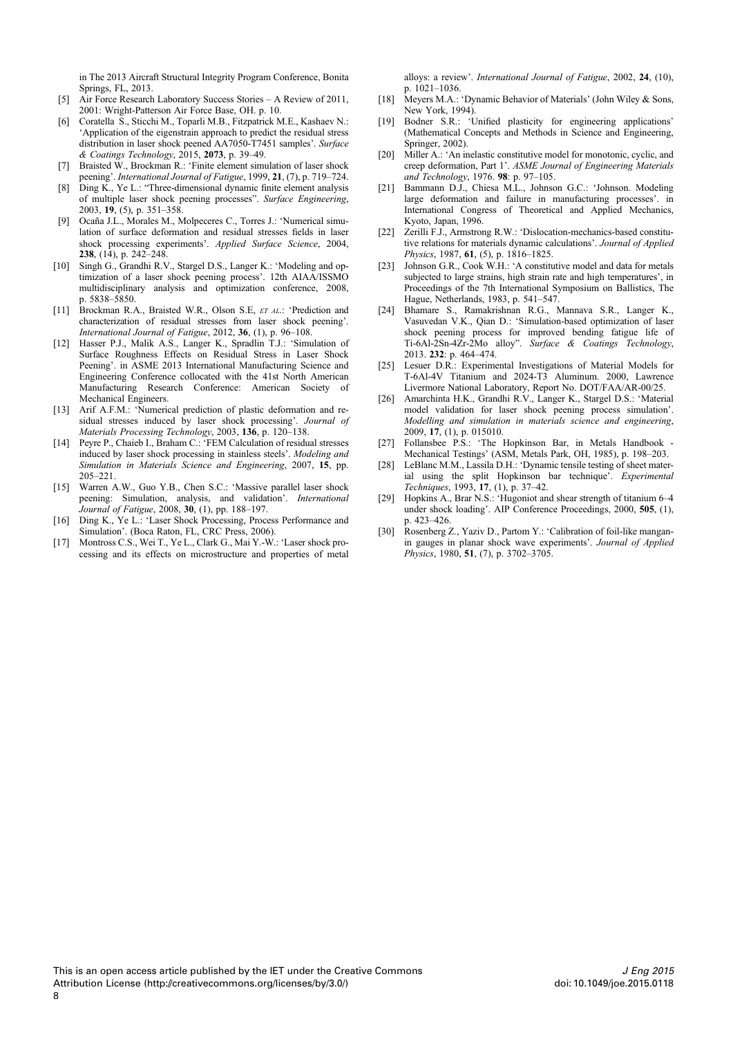in The 2013 Aircraft Structural Integrity Program Conference, Bonita Springs, FL, 2013.

[5] Air Force Research Laboratory Success Stories – A Review of 2011, 2001: Wright-Patterson Air Force Base, OH. p. 10.

[6] Coratella S., Sticchi M., Toparli M.B., Fitzpatrick M.E., Kashaev N.: 'Application of the eigenstrain approach to predict the residual stress distribution in laser shock peened AA7050-T7451 samples'. *Surface & Coatings Technology*, 2015, **2073**, p. 39–49.

[7] Braisted W., Brockman R.: 'Finite element simulation of laser shock peening'. *International Journal of Fatigue*, 1999, **21**, (7), p. 719–724.

[8] Ding K., Ye L.: "Three-dimensional dynamic finite element analysis of multiple laser shock peening processes". *Surface Engineering*, 2003, **19**, (5), p. 351–358.

[9] Ocaña J.L., Morales M., Molpeceres C., Torres J.: 'Numerical simulation of surface deformation and residual stresses fields in laser shock processing experiments'. *Applied Surface Science*, 2004, **238**, (14), p. 242–248.

[10] Singh G., Grandhi R.V., Stargel D.S., Langer K.: 'Modeling and optimization of a laser shock peening process'. 12th AIAA/ISSMO multidisciplinary analysis and optimization conference, 2008, p. 5838–5850.

[11] Brockman R.A., Braisted W.R., Olson S.E, *et al.*: 'Prediction and characterization of residual stresses from laser shock peening'. *International Journal of Fatigue*, 2012, **36**, (1), p. 96–108.

[12] Hasser P.J., Malik A.S., Langer K., Spradlin T.J.: 'Simulation of Surface Roughness Effects on Residual Stress in Laser Shock Peening'. in ASME 2013 International Manufacturing Science and Engineering Conference collocated with the 41st North American Manufacturing Research Conference: American Society of Mechanical Engineers.

[13] Arif A.F.M.: 'Numerical prediction of plastic deformation and residual stresses induced by laser shock processing'. *Journal of Materials Processing Technology*, 2003, **136**, p. 120–138.

[14] Peyre P., Chaieb I., Braham C.: 'FEM Calculation of residual stresses induced by laser shock processing in stainless steels'. *Modeling and Simulation in Materials Science and Engineering*, 2007, **15**, pp. 205–221.

[15] Warren A.W., Guo Y.B., Chen S.C.: 'Massive parallel laser shock peening: Simulation, analysis, and validation'. *International Journal of Fatigue*, 2008, **30**, (1), pp. 188–197.

[16] Ding K., Ye L.: 'Laser Shock Processing, Process Performance and Simulation'. (Boca Raton, FL, CRC Press, 2006).

[17] Montross C.S., Wei T., Ye L., Clark G., Mai Y.-W.: 'Laser shock processing and its effects on microstructure and properties of metal alloys: a review'. *International Journal of Fatigue*, 2002, **24**, (10), p. 1021–1036.

[18] Meyers M.A.: 'Dynamic Behavior of Materials' (John Wiley & Sons, New York, 1994).

[19] Bodner S.R.: 'Unified plasticity for engineering applications' (Mathematical Concepts and Methods in Science and Engineering, Springer, 2002).

[20] Miller A.: 'An inelastic constitutive model for monotonic, cyclic, and creep deformation, Part 1'. *ASME Journal of Engineering Materials and Technology*, 1976. **98**: p. 97–105.

[21] Bammann D.J., Chiesa M.L., Johnson G.C.: 'Johnson. Modeling large deformation and failure in manufacturing processes'. in International Congress of Theoretical and Applied Mechanics, Kyoto, Japan, 1996.

[22] Zerilli F.J., Armstrong R.W.: 'Dislocation-mechanics-based constitutive relations for materials dynamic calculations'. *Journal of Applied Physics*, 1987, **61**, (5), p. 1816–1825.

[23] Johnson G.R., Cook W.H.: 'A constitutive model and data for metals subjected to large strains, high strain rate and high temperatures', in Proceedings of the 7th International Symposium on Ballistics, The Hague, Netherlands, 1983, p. 541–547.

[24] Bhamare S., Ramakrishnan R.G., Mannava S.R., Langer K., Vasuvedan V.K., Qian D.: 'Simulation-based optimization of laser shock peening process for improved bending fatigue life of Ti-6Al-2Sn-4Zr-2Mo alloy". *Surface & Coatings Technology*, 2013. **232**: p. 464–474.

[25] Lesuer D.R.: Experimental Investigations of Material Models for T-6Al-4V Titanium and 2024-T3 Aluminum. 2000, Lawrence Livermore National Laboratory, Report No. DOT/FAA/AR-00/25.

[26] Amarchinta H.K., Grandhi R.V., Langer K., Stargel D.S.: 'Material model validation for laser shock peening process simulation'. *Modelling and simulation in materials science and engineering*, 2009, **17**, (1), p. 015010.

[27] Follansbee P.S.: 'The Hopkinson Bar, in Metals Handbook - Mechanical Testings' (ASM, Metals Park, OH, 1985), p. 198–203.

[28] LeBlanc M.M., Lassila D.H.: 'Dynamic tensile testing of sheet material using the split Hopkinson bar technique'. *Experimental Techniques*, 1993, **17**, (1), p. 37–42.

[29] Hopkins A., Brar N.S.: 'Hugoniot and shear strength of titanium 6–4 under shock loading'. AIP Conference Proceedings, 2000, **505**, (1), p. 423–426.

[30] Rosenberg Z., Yaziv D., Partom Y.: 'Calibration of foil-like manganin gauges in planar shock wave experiments'. *Journal of Applied Physics*, 1980, **51**, (7), p. 3702–3705.

This is an open access article published by the IET under the Creative Commons Attribution License (http://creativecommons.org/licenses/by/3.0/)